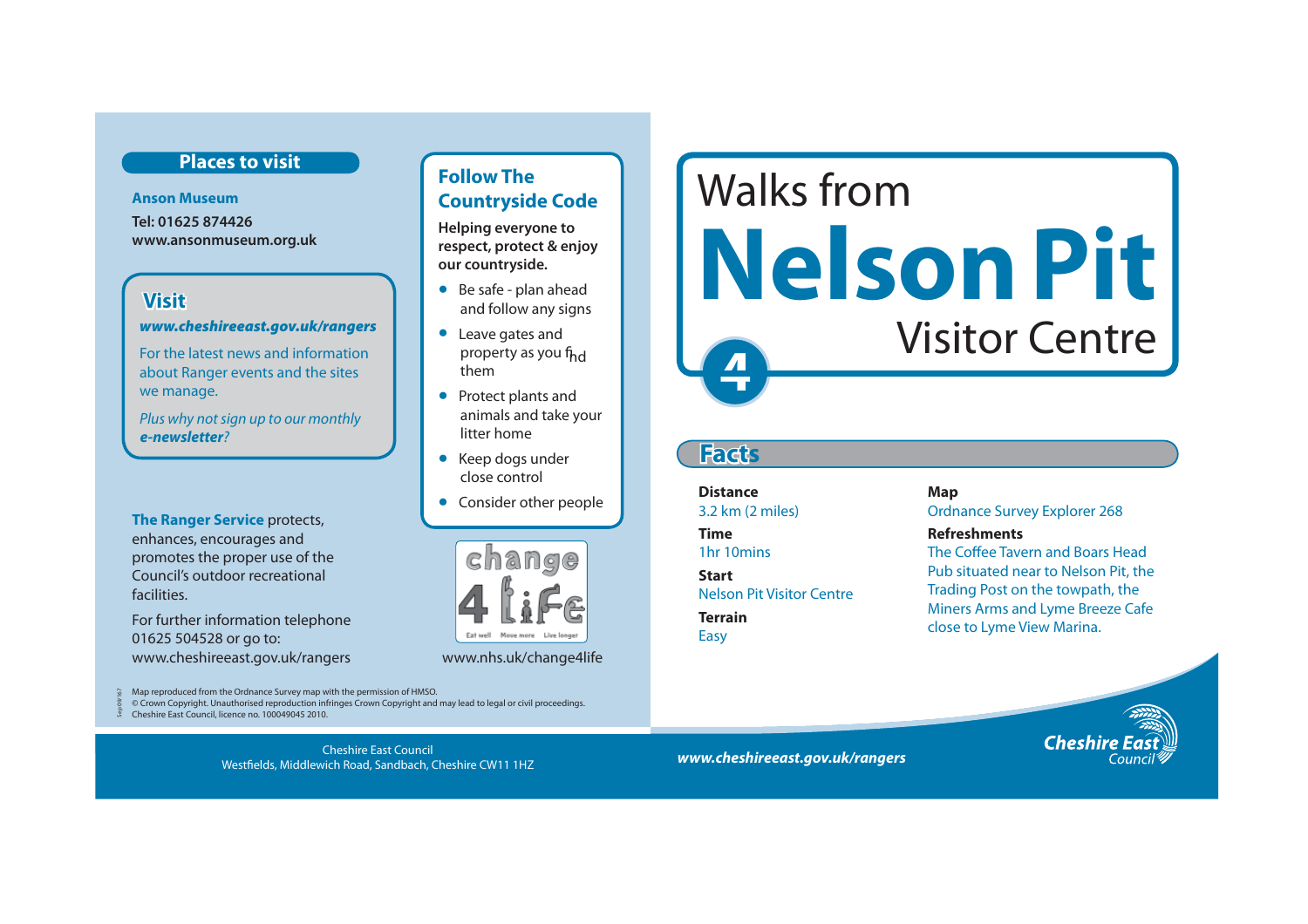## Places to visit

**Anson Museum**
**Tel: 01625 874426**
**www.ansonmuseum.org.uk**

### Visit

***www.cheshireeast.gov.uk/rangers***

For the latest news and information about Ranger events and the sites we manage.

*Plus why not sign up to our monthly **e-newsletter**?*

**The Ranger Service** protects, enhances, encourages and promotes the proper use of the Council's outdoor recreational facilities.

For further information telephone 01625 504528 or go to: www.cheshireeast.gov.uk/rangers

## Follow The Countryside Code

**Helping everyone to respect, protect & enjoy our countryside.**

- Be safe - plan ahead and follow any signs
- Leave gates and property as you find them
- Protect plants and animals and take your litter home
- Keep dogs under close control
- Consider other people

change 4 life — Eat well · Move more · Live longer

www.nhs.uk/change4life

Map reproduced from the Ordnance Survey map with the permission of HMSO.
© Crown Copyright. Unauthorised reproduction infringes Crown Copyright and may lead to legal or civil proceedings.
Cheshire East Council, licence no. 100049045 2010.

Cheshire East Council
Westfields, Middlewich Road, Sandbach, Cheshire CW11 1HZ

# Walks from Nelson Pit Visitor Centre

**4**

## Facts

**Distance**
3.2 km (2 miles)

**Time**
1hr 10mins

**Start**
Nelson Pit Visitor Centre

**Terrain**
Easy

**Map**
Ordnance Survey Explorer 268

**Refreshments**
The Coffee Tavern and Boars Head Pub situated near to Nelson Pit, the Trading Post on the towpath, the Miners Arms and Lyme Breeze Cafe close to Lyme View Marina.

***www.cheshireeast.gov.uk/rangers***

Cheshire East Council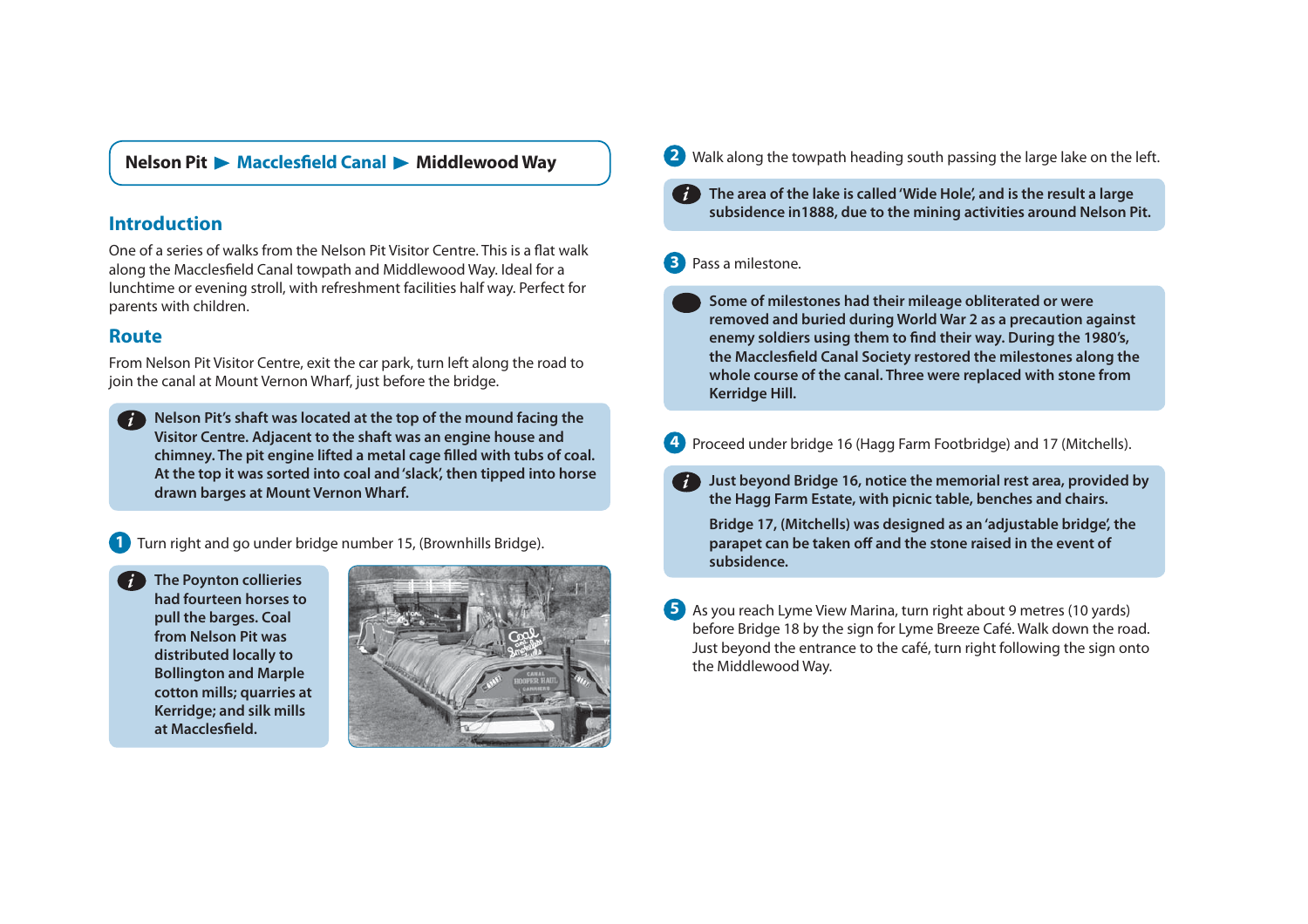**Nelson Pit ▶ Macclesfield Canal ▶ Middlewood Way**

## Introduction

One of a series of walks from the Nelson Pit Visitor Centre. This is a flat walk along the Macclesfield Canal towpath and Middlewood Way. Ideal for a lunchtime or evening stroll, with refreshment facilities half way. Perfect for parents with children.

## Route

From Nelson Pit Visitor Centre, exit the car park, turn left along the road to join the canal at Mount Vernon Wharf, just before the bridge.

> **Nelson Pit's shaft was located at the top of the mound facing the Visitor Centre. Adjacent to the shaft was an engine house and chimney. The pit engine lifted a metal cage filled with tubs of coal. At the top it was sorted into coal and 'slack', then tipped into horse drawn barges at Mount Vernon Wharf.**

1. Turn right and go under bridge number 15, (Brownhills Bridge).

> **The Poynton collieries had fourteen horses to pull the barges. Coal from Nelson Pit was distributed locally to Bollington and Marple cotton mills; quarries at Kerridge; and silk mills at Macclesfield.**

2. Walk along the towpath heading south passing the large lake on the left.

> **The area of the lake is called 'Wide Hole', and is the result a large subsidence in1888, due to the mining activities around Nelson Pit.**

3. Pass a milestone.

> **Some of milestones had their mileage obliterated or were removed and buried during World War 2 as a precaution against enemy soldiers using them to find their way. During the 1980's, the Macclesfield Canal Society restored the milestones along the whole course of the canal. Three were replaced with stone from Kerridge Hill.**

4. Proceed under bridge 16 (Hagg Farm Footbridge) and 17 (Mitchells).

> **Just beyond Bridge 16, notice the memorial rest area, provided by the Hagg Farm Estate, with picnic table, benches and chairs.**
>
> **Bridge 17, (Mitchells) was designed as an 'adjustable bridge', the parapet can be taken off and the stone raised in the event of subsidence.**

5. As you reach Lyme View Marina, turn right about 9 metres (10 yards) before Bridge 18 by the sign for Lyme Breeze Café. Walk down the road. Just beyond the entrance to the café, turn right following the sign onto the Middlewood Way.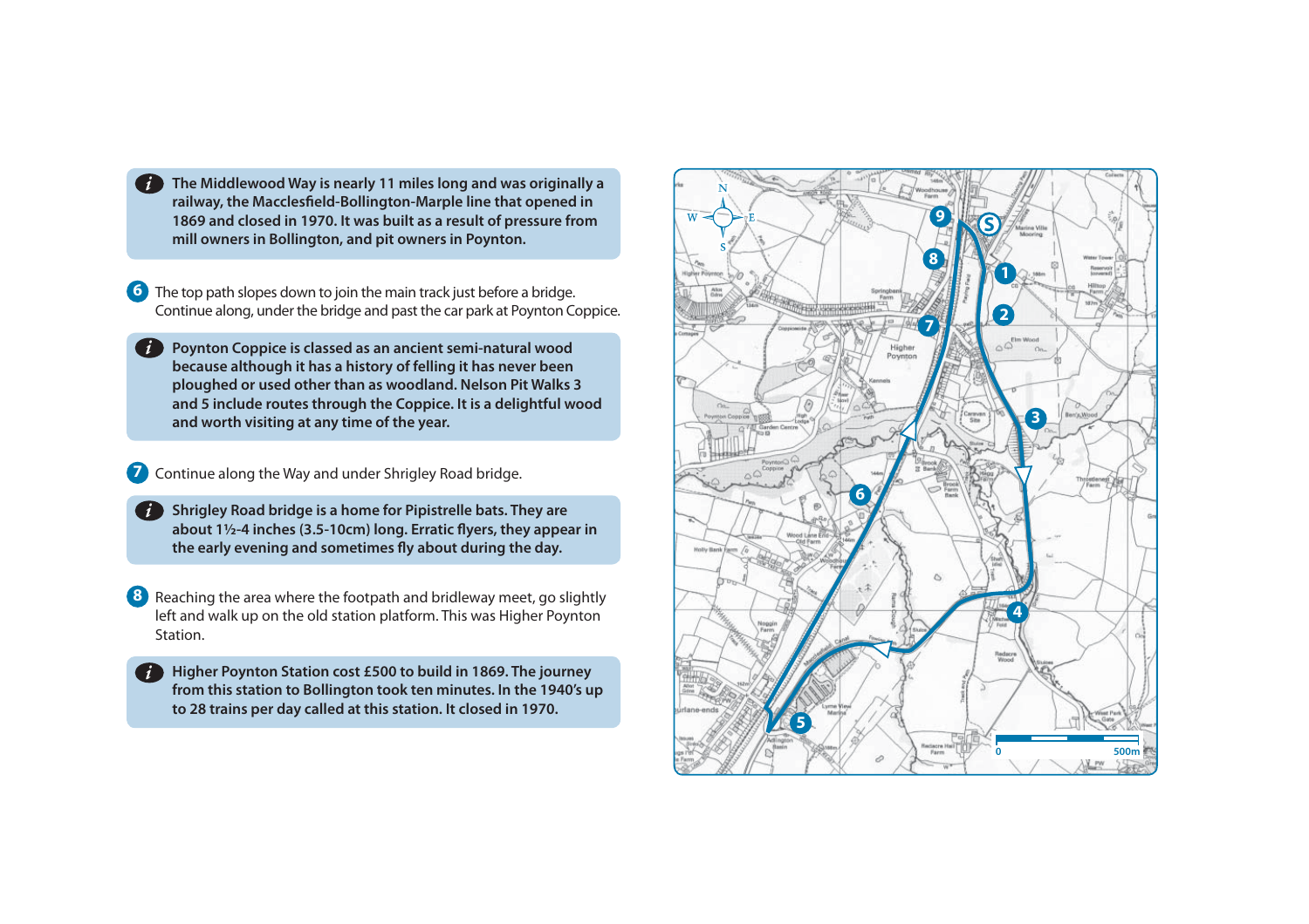**The Middlewood Way is nearly 11 miles long and was originally a railway, the Macclesfield-Bollington-Marple line that opened in 1869 and closed in 1970. It was built as a result of pressure from mill owners in Bollington, and pit owners in Poynton.**

**6** The top path slopes down to join the main track just before a bridge. Continue along, under the bridge and past the car park at Poynton Coppice.

**Poynton Coppice is classed as an ancient semi-natural wood because although it has a history of felling it has never been ploughed or used other than as woodland. Nelson Pit Walks 3 and 5 include routes through the Coppice. It is a delightful wood and worth visiting at any time of the year.**

**7** Continue along the Way and under Shrigley Road bridge.

**Shrigley Road bridge is a home for Pipistrelle bats. They are about 1½-4 inches (3.5-10cm) long. Erratic flyers, they appear in the early evening and sometimes fly about during the day.**

**8** Reaching the area where the footpath and bridleway meet, go slightly left and walk up on the old station platform. This was Higher Poynton Station.

**Higher Poynton Station cost £500 to build in 1869. The journey from this station to Bollington took ten minutes. In the 1940's up to 28 trains per day called at this station. It closed in 1970.**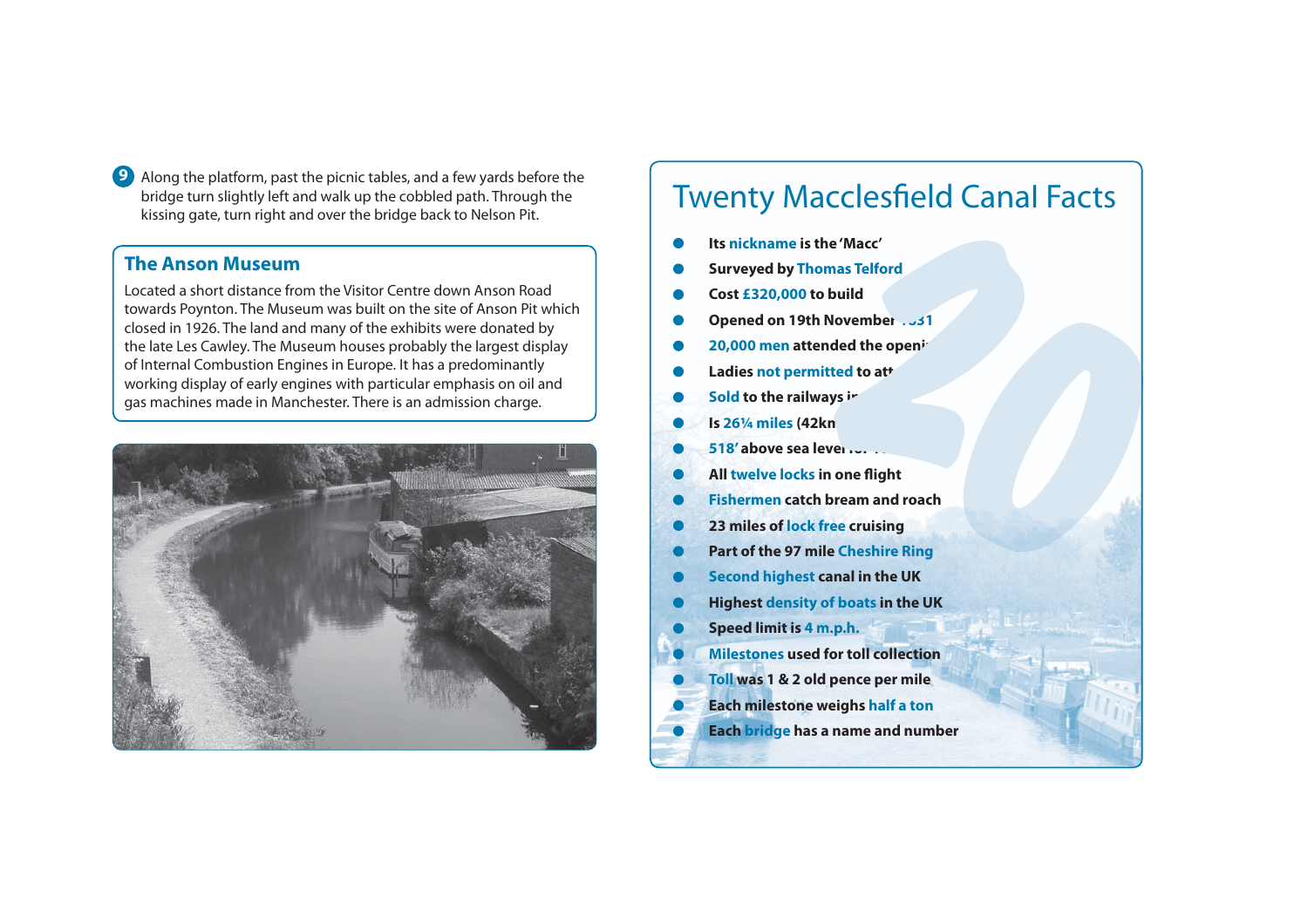**9** Along the platform, past the picnic tables, and a few yards before the bridge turn slightly left and walk up the cobbled path. Through the kissing gate, turn right and over the bridge back to Nelson Pit.

## The Anson Museum

Located a short distance from the Visitor Centre down Anson Road towards Poynton. The Museum was built on the site of Anson Pit which closed in 1926. The land and many of the exhibits were donated by the late Les Cawley. The Museum houses probably the largest display of Internal Combustion Engines in Europe. It has a predominantly working display of early engines with particular emphasis on oil and gas machines made in Manchester. There is an admission charge.

# Twenty Macclesfield Canal Facts

- **Its nickname is the 'Macc'**
- **Surveyed by Thomas Telford**
- **Cost £320,000 to build**
- **Opened on 19th November 1831**
- **20,000 men attended the openi**
- **Ladies not permitted to att**
- **Sold to the railways i**
- **Is 26¼ miles (42kn**
- **518' above sea level**
- **All twelve locks in one flight**
- **Fishermen catch bream and roach**
- **23 miles of lock free cruising**
- **Part of the 97 mile Cheshire Ring**
- **Second highest canal in the UK**
- **Highest density of boats in the UK**
- **Speed limit is 4 m.p.h.**
- **Milestones used for toll collection**
- **Toll was 1 & 2 old pence per mile**
- **Each milestone weighs half a ton**
- **Each bridge has a name and number**